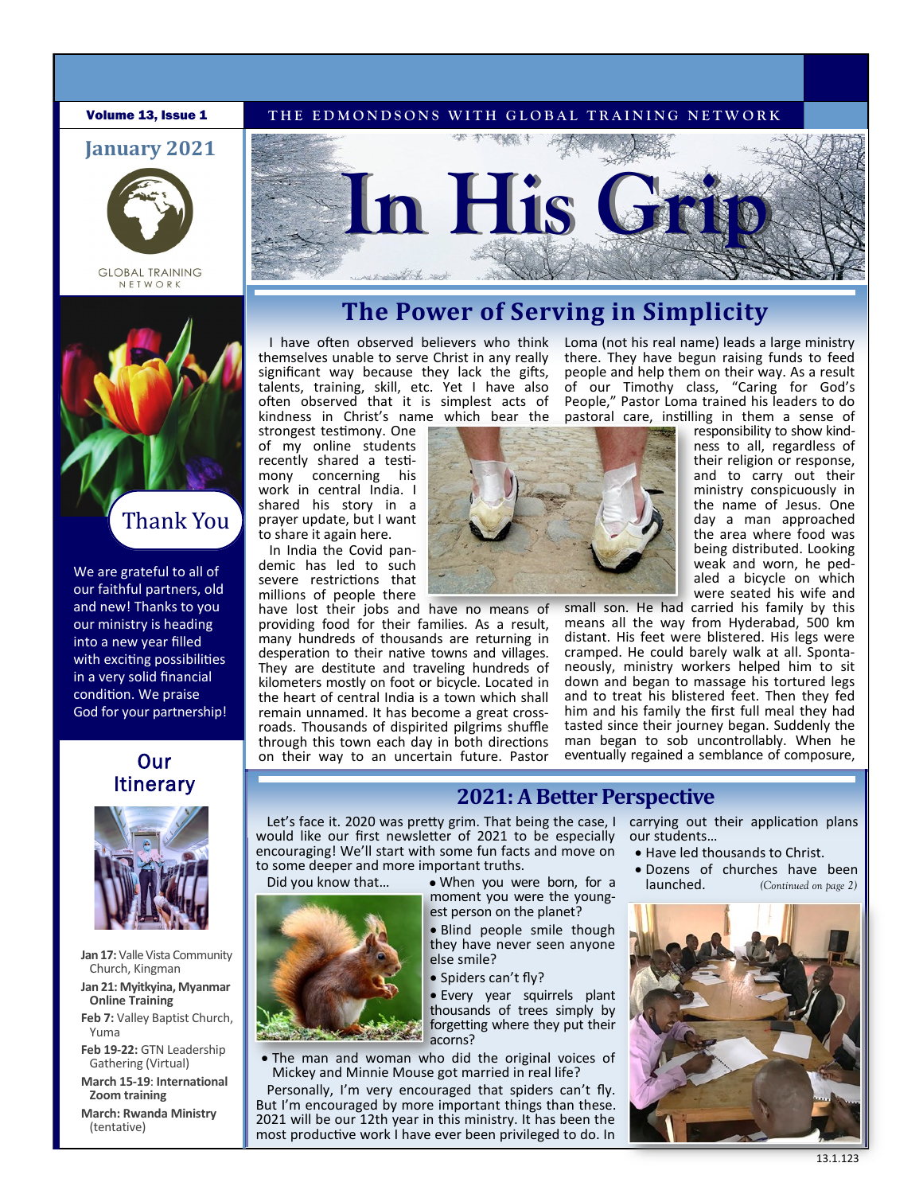Volume 13, Issue 1

THE EDMONDSONS WITH GLOBAL TRAINING NETWORK

**January 2021**

GLOBAL TRAINING NETWORK

# In His Grip

## The Power of Serving in Simplicity

I have often observed believers who think themselves unable to serve Christ in any really significant way because they lack the gifts, talents, training, skill, etc. Yet I have also often observed that it is simplest acts of kindness in Christ's name which bear the strongest testimony. One of my online students recently shared a testimony concerning his work in central India. I shared his story in a prayer update, but I want to share it again here.

In India the Covid pandemic has led to such severe restrictions that millions of people there have lost their jobs and have no means of providing food for their families. As a result, many hundreds of thousands are returning in desperation to their native towns and villages. They are destitute and traveling hundreds of kilometers mostly on foot or bicycle. Located in the heart of central India is a town which shall remain unnamed. It has become a great crossroads. Thousands of dispirited pilgrims shuffle through this town each day in both directions on their way to an uncertain future. Pastor Loma (not his real name) leads a large ministry there. They have begun raising funds to feed people and help them on their way. As a result of our Timothy class, "Caring for God's People," Pastor Loma trained his leaders to do pastoral care, instilling in them a sense of responsibility to show kindness to all, regardless of their religion or response, and to carry out their ministry conspicuously in the name of Jesus. One day a man approached the area where food was being distributed. Looking weak and worn, he pedaled a bicycle on which were seated his wife and small son. He had carried his family by this means all the way from Hyderabad, 500 km distant. His feet were blistered. His legs were cramped. He could barely walk at all. Spontaneously, ministry workers helped him to sit down and began to massage his tortured legs and to treat his blistered feet. Then they fed him and his family the first full meal they had tasted since their journey began. Suddenly the man began to sob uncontrollably. When he eventually regained a semblance of composure,

## Thank You

We are grateful to all of our faithful partners, old and new! Thanks to you our ministry is heading into a new year filled with exciting possibilities in a very solid financial condition. We praise God for your partnership!

## Our Itinerary

**Jan 17:** Valle Vista Community Church, Kingman

**Jan 21: Myitkyina, Myanmar Online Training**

**Feb 7:** Valley Baptist Church, Yuma

**Feb 19-22:** GTN Leadership Gathering (Virtual)

**March 15-19**: **International Zoom training**

**March: Rwanda Ministry** (tentative)

## 2021: A Better Perspective

Let's face it. 2020 was pretty grim. That being the case, I would like our first newsletter of 2021 to be especially encouraging! We'll start with some fun facts and move on to some deeper and more important truths.

Did you know that…

- When you were born, for a moment you were the youngest person on the planet?
- Blind people smile though they have never seen anyone else smile?
- Spiders can't fly?
- Every year squirrels plant thousands of trees simply by forgetting where they put their acorns?
- The man and woman who did the original voices of Mickey and Minnie Mouse got married in real life?

Personally, I'm very encouraged that spiders can't fly. But I'm encouraged by more important things than these. 2021 will be our 12th year in this ministry. It has been the most productive work I have ever been privileged to do. In carrying out their application plans our students…

- Have led thousands to Christ.
- Dozens of churches have been launched.

*(Continued on page 2)*

13.1.123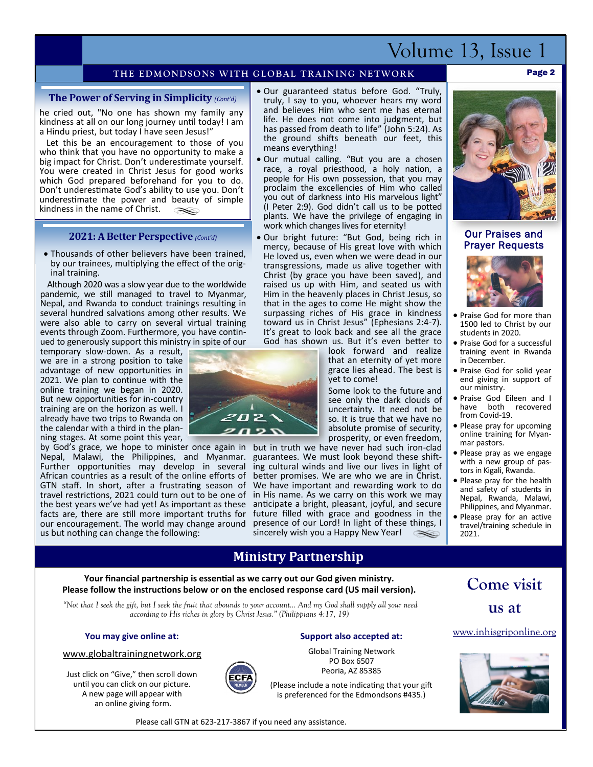## The Power of Serving in Simplicity *(Cont'd)*

he cried out, "No one has shown my family any kindness at all on our long journey until today! I am a Hindu priest, but today I have seen Jesus!"

Let this be an encouragement to those of you who think that you have no opportunity to make a big impact for Christ. Don't underestimate yourself. You were created in Christ Jesus for good works which God prepared beforehand for you to do. Don't underestimate God's ability to use you. Don't underestimate the power and beauty of simple kindness in the name of Christ.

## 2021: A Better Perspective *(Cont'd)*

- Thousands of other believers have been trained, by our trainees, multiplying the effect of the original training.

Although 2020 was a slow year due to the worldwide pandemic, we still managed to travel to Myanmar, Nepal, and Rwanda to conduct trainings resulting in several hundred salvations among other results. We were also able to carry on several virtual training events through Zoom. Furthermore, you have continued to generously support this ministry in spite of our temporary slow-down. As a result, we are in a strong position to take advantage of new opportunities in 2021. We plan to continue with the online training we began in 2020. But new opportunities for in-country training are on the horizon as well. I already have two trips to Rwanda on the calendar with a third in the planning stages. At some point this year, by God's grace, we hope to minister once again in Nepal, Malawi, the Philippines, and Myanmar. Further opportunities may develop in several African countries as a result of the online efforts of GTN staff. In short, after a frustrating season of travel restrictions, 2021 could turn out to be one of the best years we've had yet! As important as these facts are, there are still more important truths for our encouragement. The world may change around us but nothing can change the following:

- Our guaranteed status before God. "Truly, truly, I say to you, whoever hears my word and believes Him who sent me has eternal life. He does not come into judgment, but has passed from death to life" (John 5:24). As the ground shifts beneath our feet, this means everything!
- Our mutual calling. "But you are a chosen race, a royal priesthood, a holy nation, a people for His own possession, that you may proclaim the excellencies of Him who called you out of darkness into His marvelous light" (I Peter 2:9). God didn't call us to be potted plants. We have the privilege of engaging in work which changes lives for eternity!
- Our bright future: "But God, being rich in mercy, because of His great love with which He loved us, even when we were dead in our transgressions, made us alive together with Christ (by grace you have been saved), and raised us up with Him, and seated us with Him in the heavenly places in Christ Jesus, so that in the ages to come He might show the surpassing riches of His grace in kindness toward us in Christ Jesus" (Ephesians 2:4-7). It's great to look back and see all the grace God has shown us. But it's even better to look forward and realize that an eternity of yet more grace lies ahead. The best is yet to come!

Some look to the future and see only the dark clouds of uncertainty. It need not be so. It is true that we have no absolute promise of security, prosperity, or even freedom, but in truth we have never had such iron-clad guarantees. We must look beyond these shifting cultural winds and live our lives in light of better promises. We are who we are in Christ. We have important and rewarding work to do in His name. As we carry on this work we may anticipate a bright, pleasant, joyful, and secure future filled with grace and goodness in the presence of our Lord! In light of these things, I sincerely wish you a Happy New Year!

## Our Praises and Prayer Requests

- Praise God for more than 1500 led to Christ by our students in 2020.
- Praise God for a successful training event in Rwanda in December.
- Praise God for solid year end giving in support of our ministry.
- Praise God Eileen and I have both recovered from Covid-19.
- Please pray for upcoming online training for Myanmar pastors.
- Please pray as we engage with a new group of pastors in Kigali, Rwanda.
- Please pray for the health and safety of students in Nepal, Rwanda, Malawi, Philippines, and Myanmar.
- Please pray for an active travel/training schedule in 2021.

## Ministry Partnership

**Your financial partnership is essential as we carry out our God given ministry. Please follow the instructions below or on the enclosed response card (US mail version).**

*"Not that I seek the gift, but I seek the fruit that abounds to your account... And my God shall supply all your need according to His riches in glory by Christ Jesus." (Philippians 4:17, 19)*

**You may give online at:**

www.globaltrainingnetwork.org

Just click on "Give," then scroll down until you can click on our picture. A new page will appear with an online giving form.

**Support also accepted at:**

Global Training Network
PO Box 6507
Peoria, AZ 85385

(Please include a note indicating that your gift is preferenced for the Edmondsons #435.)

Please call GTN at 623-217-3867 if you need any assistance.

## Come visit us at

www.inhisgriponline.org